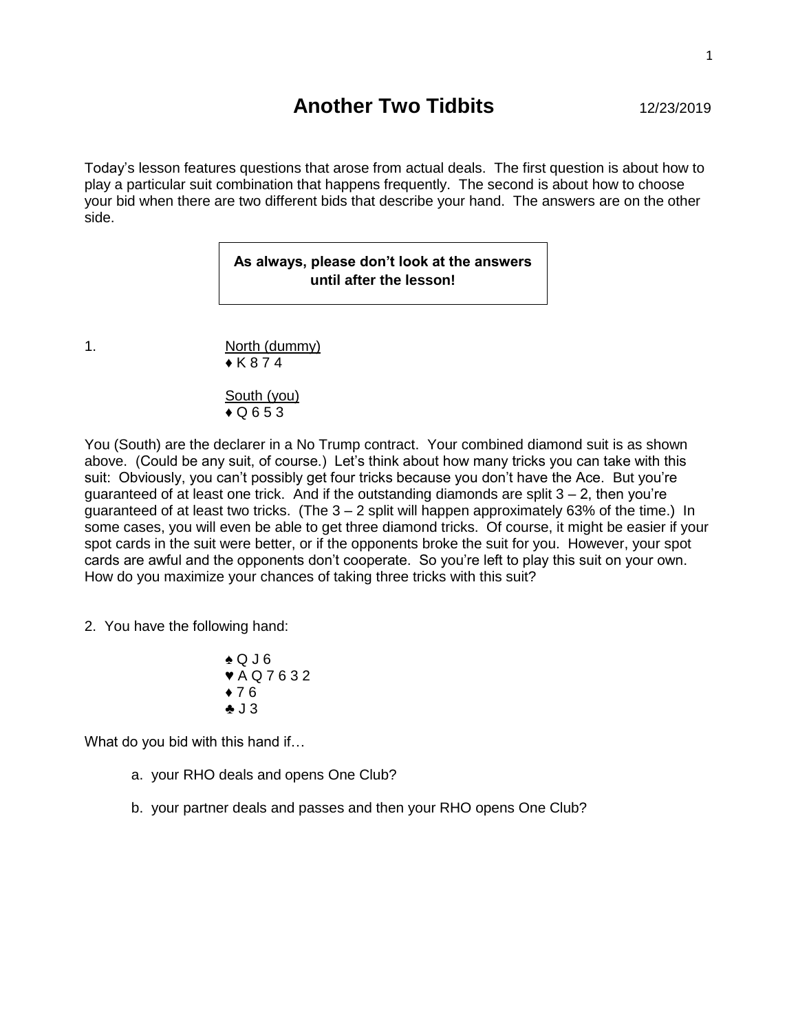# Another Two Tidbits

12/23/2019

Today's lesson features questions that arose from actual deals. The first question is about how to play a particular suit combination that happens frequently. The second is about how to choose your bid when there are two different bids that describe your hand. The answers are on the other side.

**As always, please don't look at the answers until after the lesson!**

1.

North (dummy)
♦ K 8 7 4

South (you)
♦ Q 6 5 3

You (South) are the declarer in a No Trump contract. Your combined diamond suit is as shown above. (Could be any suit, of course.) Let's think about how many tricks you can take with this suit: Obviously, you can't possibly get four tricks because you don't have the Ace. But you're guaranteed of at least one trick. And if the outstanding diamonds are split 3 – 2, then you're guaranteed of at least two tricks. (The 3 – 2 split will happen approximately 63% of the time.) In some cases, you will even be able to get three diamond tricks. Of course, it might be easier if your spot cards in the suit were better, or if the opponents broke the suit for you. However, your spot cards are awful and the opponents don't cooperate. So you're left to play this suit on your own. How do you maximize your chances of taking three tricks with this suit?

2. You have the following hand:

♠ Q J 6
♥ A Q 7 6 3 2
♦ 7 6
♣ J 3

What do you bid with this hand if…

a. your RHO deals and opens One Club?

b. your partner deals and passes and then your RHO opens One Club?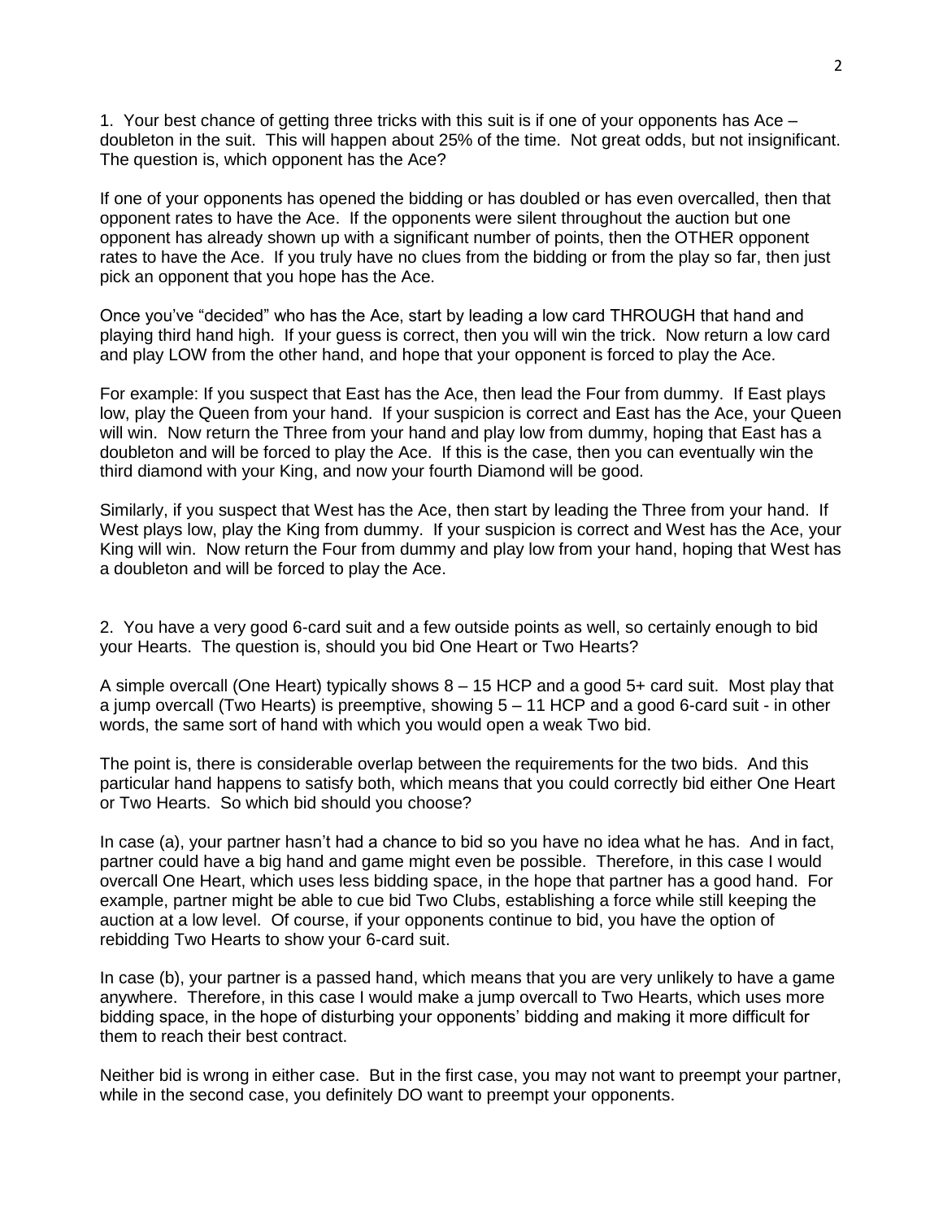1. Your best chance of getting three tricks with this suit is if one of your opponents has Ace – doubleton in the suit. This will happen about 25% of the time. Not great odds, but not insignificant. The question is, which opponent has the Ace?

If one of your opponents has opened the bidding or has doubled or has even overcalled, then that opponent rates to have the Ace. If the opponents were silent throughout the auction but one opponent has already shown up with a significant number of points, then the OTHER opponent rates to have the Ace. If you truly have no clues from the bidding or from the play so far, then just pick an opponent that you hope has the Ace.

Once you've "decided" who has the Ace, start by leading a low card THROUGH that hand and playing third hand high. If your guess is correct, then you will win the trick. Now return a low card and play LOW from the other hand, and hope that your opponent is forced to play the Ace.

For example: If you suspect that East has the Ace, then lead the Four from dummy. If East plays low, play the Queen from your hand. If your suspicion is correct and East has the Ace, your Queen will win. Now return the Three from your hand and play low from dummy, hoping that East has a doubleton and will be forced to play the Ace. If this is the case, then you can eventually win the third diamond with your King, and now your fourth Diamond will be good.

Similarly, if you suspect that West has the Ace, then start by leading the Three from your hand. If West plays low, play the King from dummy. If your suspicion is correct and West has the Ace, your King will win. Now return the Four from dummy and play low from your hand, hoping that West has a doubleton and will be forced to play the Ace.

2. You have a very good 6-card suit and a few outside points as well, so certainly enough to bid your Hearts. The question is, should you bid One Heart or Two Hearts?

A simple overcall (One Heart) typically shows 8 – 15 HCP and a good 5+ card suit. Most play that a jump overcall (Two Hearts) is preemptive, showing 5 – 11 HCP and a good 6-card suit - in other words, the same sort of hand with which you would open a weak Two bid.

The point is, there is considerable overlap between the requirements for the two bids. And this particular hand happens to satisfy both, which means that you could correctly bid either One Heart or Two Hearts. So which bid should you choose?

In case (a), your partner hasn't had a chance to bid so you have no idea what he has. And in fact, partner could have a big hand and game might even be possible. Therefore, in this case I would overcall One Heart, which uses less bidding space, in the hope that partner has a good hand. For example, partner might be able to cue bid Two Clubs, establishing a force while still keeping the auction at a low level. Of course, if your opponents continue to bid, you have the option of rebidding Two Hearts to show your 6-card suit.

In case (b), your partner is a passed hand, which means that you are very unlikely to have a game anywhere. Therefore, in this case I would make a jump overcall to Two Hearts, which uses more bidding space, in the hope of disturbing your opponents' bidding and making it more difficult for them to reach their best contract.

Neither bid is wrong in either case. But in the first case, you may not want to preempt your partner, while in the second case, you definitely DO want to preempt your opponents.